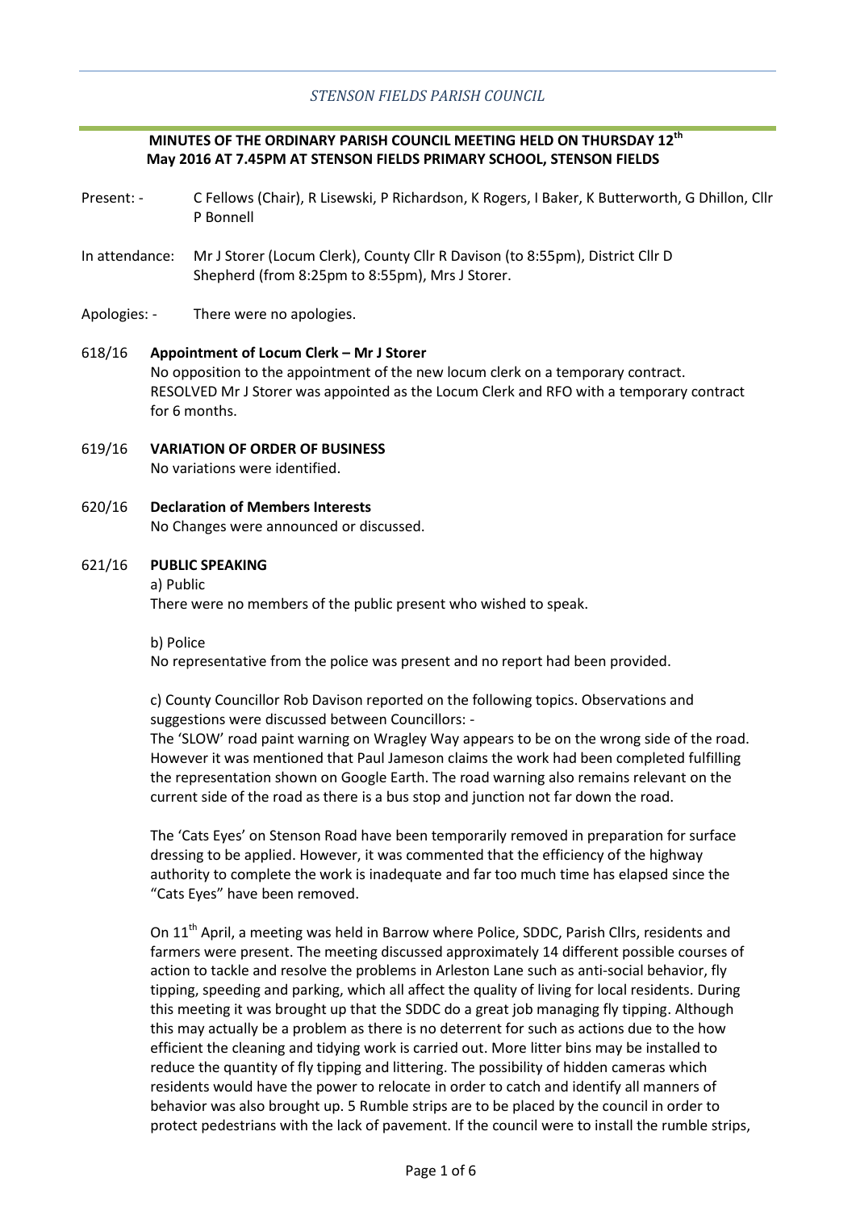*STENSON FIELDS PARISH COUNCIL*

**MINUTES OF THE ORDINARY PARISH COUNCIL MEETING HELD ON THURSDAY 12th May 2016 AT 7.45PM AT STENSON FIELDS PRIMARY SCHOOL, STENSON FIELDS**

Present: - C Fellows (Chair), R Lisewski, P Richardson, K Rogers, I Baker, K Butterworth, G Dhillon, Cllr P Bonnell

In attendance: Mr J Storer (Locum Clerk), County Cllr R Davison (to 8:55pm), District Cllr D Shepherd (from 8:25pm to 8:55pm), Mrs J Storer.

Apologies: - There were no apologies.

618/16 **Appointment of Locum Clerk – Mr J Storer**
No opposition to the appointment of the new locum clerk on a temporary contract.
RESOLVED Mr J Storer was appointed as the Locum Clerk and RFO with a temporary contract for 6 months.

619/16 **VARIATION OF ORDER OF BUSINESS**
No variations were identified.

620/16 **Declaration of Members Interests**
No Changes were announced or discussed.

621/16 **PUBLIC SPEAKING**

a) Public
There were no members of the public present who wished to speak.

b) Police
No representative from the police was present and no report had been provided.

c) County Councillor Rob Davison reported on the following topics. Observations and suggestions were discussed between Councillors: -
The 'SLOW' road paint warning on Wragley Way appears to be on the wrong side of the road. However it was mentioned that Paul Jameson claims the work had been completed fulfilling the representation shown on Google Earth. The road warning also remains relevant on the current side of the road as there is a bus stop and junction not far down the road.

The 'Cats Eyes' on Stenson Road have been temporarily removed in preparation for surface dressing to be applied. However, it was commented that the efficiency of the highway authority to complete the work is inadequate and far too much time has elapsed since the "Cats Eyes" have been removed.

On 11th April, a meeting was held in Barrow where Police, SDDC, Parish Cllrs, residents and farmers were present. The meeting discussed approximately 14 different possible courses of action to tackle and resolve the problems in Arleston Lane such as anti-social behavior, fly tipping, speeding and parking, which all affect the quality of living for local residents. During this meeting it was brought up that the SDDC do a great job managing fly tipping. Although this may actually be a problem as there is no deterrent for such as actions due to the how efficient the cleaning and tidying work is carried out. More litter bins may be installed to reduce the quantity of fly tipping and littering. The possibility of hidden cameras which residents would have the power to relocate in order to catch and identify all manners of behavior was also brought up. 5 Rumble strips are to be placed by the council in order to protect pedestrians with the lack of pavement. If the council were to install the rumble strips,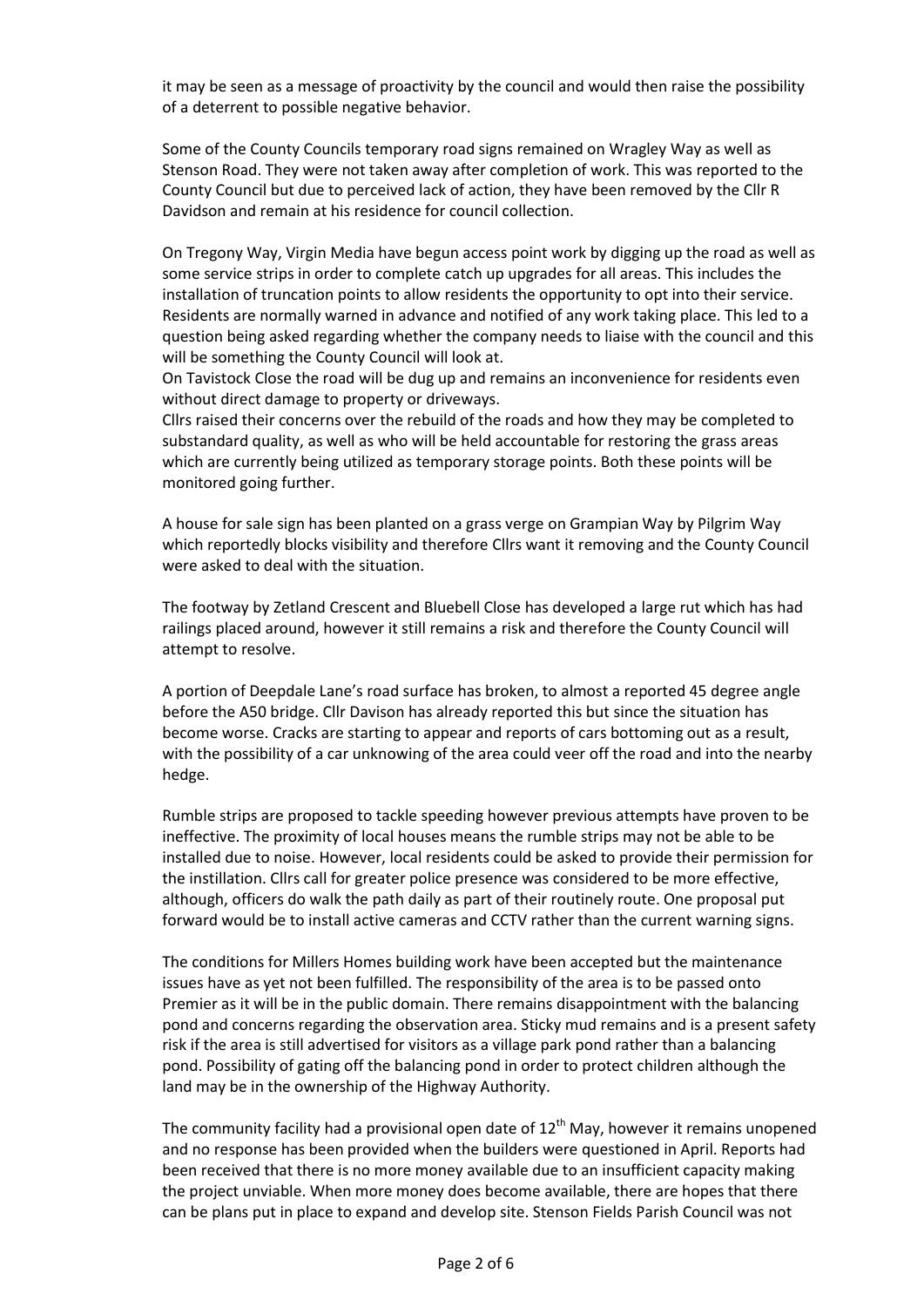it may be seen as a message of proactivity by the council and would then raise the possibility of a deterrent to possible negative behavior.

Some of the County Councils temporary road signs remained on Wragley Way as well as Stenson Road. They were not taken away after completion of work. This was reported to the County Council but due to perceived lack of action, they have been removed by the Cllr R Davidson and remain at his residence for council collection.

On Tregony Way, Virgin Media have begun access point work by digging up the road as well as some service strips in order to complete catch up upgrades for all areas. This includes the installation of truncation points to allow residents the opportunity to opt into their service. Residents are normally warned in advance and notified of any work taking place. This led to a question being asked regarding whether the company needs to liaise with the council and this will be something the County Council will look at.

On Tavistock Close the road will be dug up and remains an inconvenience for residents even without direct damage to property or driveways.

Cllrs raised their concerns over the rebuild of the roads and how they may be completed to substandard quality, as well as who will be held accountable for restoring the grass areas which are currently being utilized as temporary storage points. Both these points will be monitored going further.

A house for sale sign has been planted on a grass verge on Grampian Way by Pilgrim Way which reportedly blocks visibility and therefore Cllrs want it removing and the County Council were asked to deal with the situation.

The footway by Zetland Crescent and Bluebell Close has developed a large rut which has had railings placed around, however it still remains a risk and therefore the County Council will attempt to resolve.

A portion of Deepdale Lane's road surface has broken, to almost a reported 45 degree angle before the A50 bridge. Cllr Davison has already reported this but since the situation has become worse. Cracks are starting to appear and reports of cars bottoming out as a result, with the possibility of a car unknowing of the area could veer off the road and into the nearby hedge.

Rumble strips are proposed to tackle speeding however previous attempts have proven to be ineffective. The proximity of local houses means the rumble strips may not be able to be installed due to noise. However, local residents could be asked to provide their permission for the instillation. Cllrs call for greater police presence was considered to be more effective, although, officers do walk the path daily as part of their routinely route. One proposal put forward would be to install active cameras and CCTV rather than the current warning signs.

The conditions for Millers Homes building work have been accepted but the maintenance issues have as yet not been fulfilled. The responsibility of the area is to be passed onto Premier as it will be in the public domain. There remains disappointment with the balancing pond and concerns regarding the observation area. Sticky mud remains and is a present safety risk if the area is still advertised for visitors as a village park pond rather than a balancing pond. Possibility of gating off the balancing pond in order to protect children although the land may be in the ownership of the Highway Authority.

The community facility had a provisional open date of 12th May, however it remains unopened and no response has been provided when the builders were questioned in April. Reports had been received that there is no more money available due to an insufficient capacity making the project unviable. When more money does become available, there are hopes that there can be plans put in place to expand and develop site. Stenson Fields Parish Council was not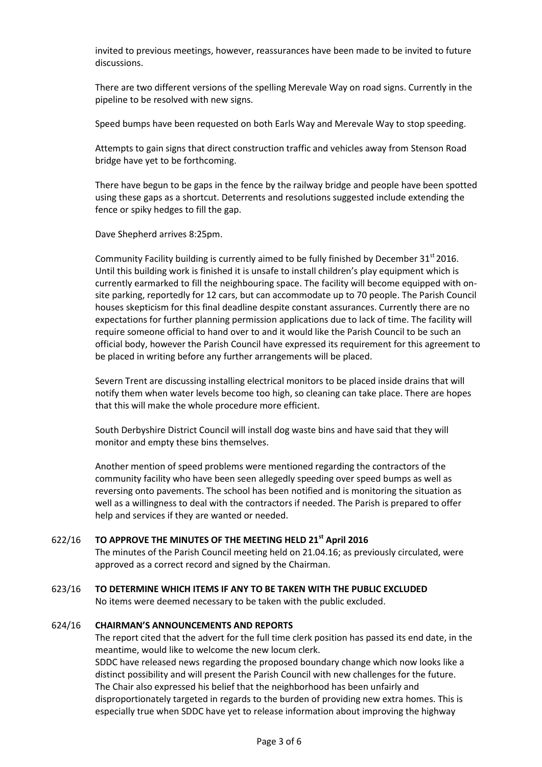invited to previous meetings, however, reassurances have been made to be invited to future discussions.

There are two different versions of the spelling Merevale Way on road signs. Currently in the pipeline to be resolved with new signs.

Speed bumps have been requested on both Earls Way and Merevale Way to stop speeding.

Attempts to gain signs that direct construction traffic and vehicles away from Stenson Road bridge have yet to be forthcoming.

There have begun to be gaps in the fence by the railway bridge and people have been spotted using these gaps as a shortcut. Deterrents and resolutions suggested include extending the fence or spiky hedges to fill the gap.

Dave Shepherd arrives 8:25pm.

Community Facility building is currently aimed to be fully finished by December 31st 2016. Until this building work is finished it is unsafe to install children's play equipment which is currently earmarked to fill the neighbouring space. The facility will become equipped with on-site parking, reportedly for 12 cars, but can accommodate up to 70 people. The Parish Council houses skepticism for this final deadline despite constant assurances. Currently there are no expectations for further planning permission applications due to lack of time. The facility will require someone official to hand over to and it would like the Parish Council to be such an official body, however the Parish Council have expressed its requirement for this agreement to be placed in writing before any further arrangements will be placed.

Severn Trent are discussing installing electrical monitors to be placed inside drains that will notify them when water levels become too high, so cleaning can take place. There are hopes that this will make the whole procedure more efficient.

South Derbyshire District Council will install dog waste bins and have said that they will monitor and empty these bins themselves.

Another mention of speed problems were mentioned regarding the contractors of the community facility who have been seen allegedly speeding over speed bumps as well as reversing onto pavements. The school has been notified and is monitoring the situation as well as a willingness to deal with the contractors if needed. The Parish is prepared to offer help and services if they are wanted or needed.

**622/16 TO APPROVE THE MINUTES OF THE MEETING HELD 21st April 2016**

The minutes of the Parish Council meeting held on 21.04.16; as previously circulated, were approved as a correct record and signed by the Chairman.

**623/16 TO DETERMINE WHICH ITEMS IF ANY TO BE TAKEN WITH THE PUBLIC EXCLUDED**

No items were deemed necessary to be taken with the public excluded.

**624/16 CHAIRMAN'S ANNOUNCEMENTS AND REPORTS**

The report cited that the advert for the full time clerk position has passed its end date, in the meantime, would like to welcome the new locum clerk.
SDDC have released news regarding the proposed boundary change which now looks like a distinct possibility and will present the Parish Council with new challenges for the future.
The Chair also expressed his belief that the neighborhood has been unfairly and disproportionately targeted in regards to the burden of providing new extra homes. This is especially true when SDDC have yet to release information about improving the highway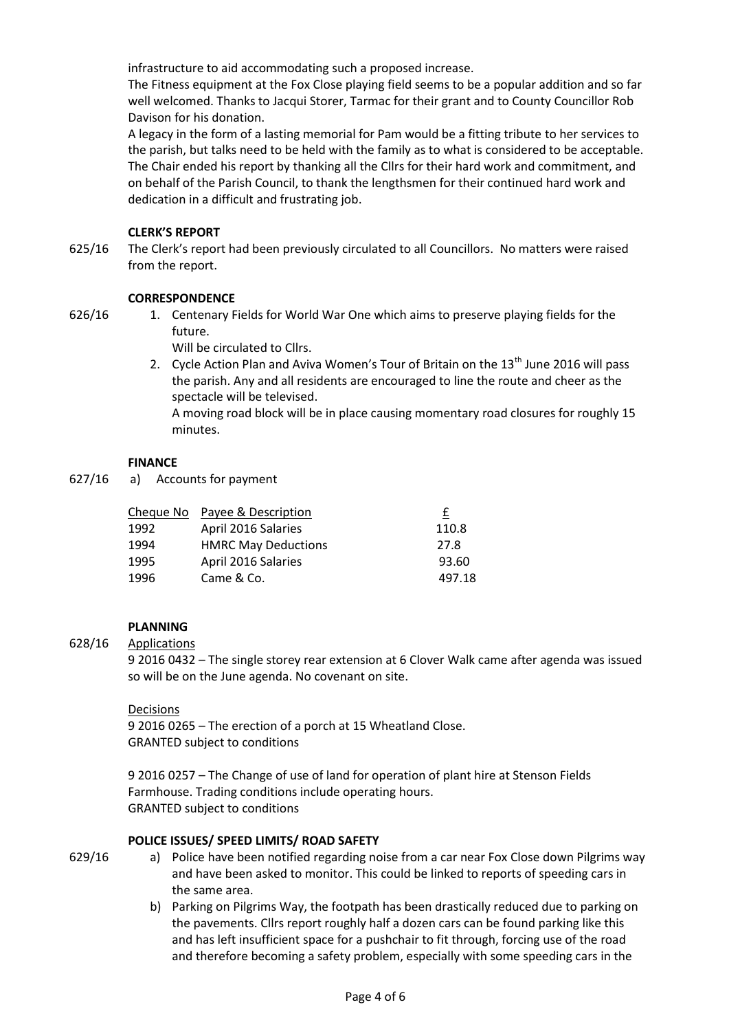infrastructure to aid accommodating such a proposed increase.

The Fitness equipment at the Fox Close playing field seems to be a popular addition and so far well welcomed. Thanks to Jacqui Storer, Tarmac for their grant and to County Councillor Rob Davison for his donation.

A legacy in the form of a lasting memorial for Pam would be a fitting tribute to her services to the parish, but talks need to be held with the family as to what is considered to be acceptable. The Chair ended his report by thanking all the Cllrs for their hard work and commitment, and on behalf of the Parish Council, to thank the lengthsmen for their continued hard work and dedication in a difficult and frustrating job.

**CLERK'S REPORT**

625/16 The Clerk's report had been previously circulated to all Councillors. No matters were raised from the report.

**CORRESPONDENCE**

626/16

1. Centenary Fields for World War One which aims to preserve playing fields for the future.
   Will be circulated to Cllrs.
2. Cycle Action Plan and Aviva Women's Tour of Britain on the 13th June 2016 will pass the parish. Any and all residents are encouraged to line the route and cheer as the spectacle will be televised.
   A moving road block will be in place causing momentary road closures for roughly 15 minutes.

**FINANCE**

627/16 a) Accounts for payment

| Cheque No | Payee & Description | £ |
|---|---|---|
| 1992 | April 2016 Salaries | 110.8 |
| 1994 | HMRC May Deductions | 27.8 |
| 1995 | April 2016 Salaries | 93.60 |
| 1996 | Came & Co. | 497.18 |

**PLANNING**

628/16 Applications

9 2016 0432 – The single storey rear extension at 6 Clover Walk came after agenda was issued so will be on the June agenda. No covenant on site.

Decisions

9 2016 0265 – The erection of a porch at 15 Wheatland Close.
GRANTED subject to conditions

9 2016 0257 – The Change of use of land for operation of plant hire at Stenson Fields Farmhouse. Trading conditions include operating hours.
GRANTED subject to conditions

**POLICE ISSUES/ SPEED LIMITS/ ROAD SAFETY**

629/16

a) Police have been notified regarding noise from a car near Fox Close down Pilgrims way and have been asked to monitor. This could be linked to reports of speeding cars in the same area.
b) Parking on Pilgrims Way, the footpath has been drastically reduced due to parking on the pavements. Cllrs report roughly half a dozen cars can be found parking like this and has left insufficient space for a pushchair to fit through, forcing use of the road and therefore becoming a safety problem, especially with some speeding cars in the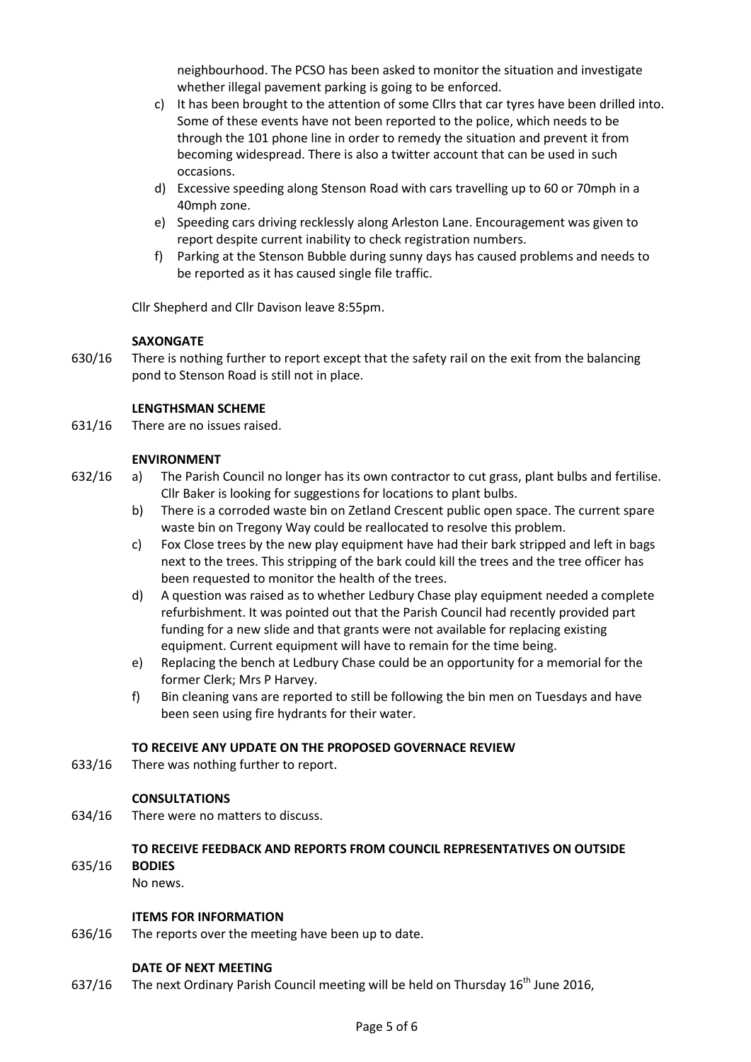neighbourhood. The PCSO has been asked to monitor the situation and investigate whether illegal pavement parking is going to be enforced.

c) It has been brought to the attention of some Cllrs that car tyres have been drilled into. Some of these events have not been reported to the police, which needs to be through the 101 phone line in order to remedy the situation and prevent it from becoming widespread. There is also a twitter account that can be used in such occasions.
d) Excessive speeding along Stenson Road with cars travelling up to 60 or 70mph in a 40mph zone.
e) Speeding cars driving recklessly along Arleston Lane. Encouragement was given to report despite current inability to check registration numbers.
f) Parking at the Stenson Bubble during sunny days has caused problems and needs to be reported as it has caused single file traffic.

Cllr Shepherd and Cllr Davison leave 8:55pm.

**SAXONGATE**

630/16 There is nothing further to report except that the safety rail on the exit from the balancing pond to Stenson Road is still not in place.

**LENGTHSMAN SCHEME**

631/16 There are no issues raised.

**ENVIRONMENT**

632/16

a) The Parish Council no longer has its own contractor to cut grass, plant bulbs and fertilise. Cllr Baker is looking for suggestions for locations to plant bulbs.
b) There is a corroded waste bin on Zetland Crescent public open space. The current spare waste bin on Tregony Way could be reallocated to resolve this problem.
c) Fox Close trees by the new play equipment have had their bark stripped and left in bags next to the trees. This stripping of the bark could kill the trees and the tree officer has been requested to monitor the health of the trees.
d) A question was raised as to whether Ledbury Chase play equipment needed a complete refurbishment. It was pointed out that the Parish Council had recently provided part funding for a new slide and that grants were not available for replacing existing equipment. Current equipment will have to remain for the time being.
e) Replacing the bench at Ledbury Chase could be an opportunity for a memorial for the former Clerk; Mrs P Harvey.
f) Bin cleaning vans are reported to still be following the bin men on Tuesdays and have been seen using fire hydrants for their water.

**TO RECEIVE ANY UPDATE ON THE PROPOSED GOVERNACE REVIEW**

633/16 There was nothing further to report.

**CONSULTATIONS**

634/16 There were no matters to discuss.

**TO RECEIVE FEEDBACK AND REPORTS FROM COUNCIL REPRESENTATIVES ON OUTSIDE BODIES**

635/16 No news.

**ITEMS FOR INFORMATION**

636/16 The reports over the meeting have been up to date.

**DATE OF NEXT MEETING**

637/16 The next Ordinary Parish Council meeting will be held on Thursday 16th June 2016,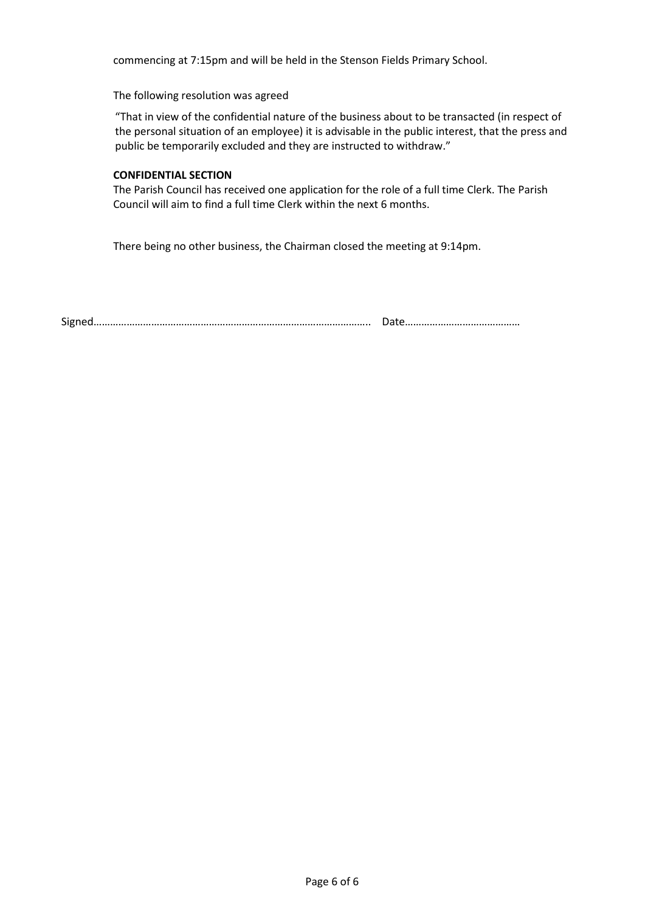commencing at 7:15pm and will be held in the Stenson Fields Primary School.

The following resolution was agreed

"That in view of the confidential nature of the business about to be transacted (in respect of the personal situation of an employee) it is advisable in the public interest, that the press and public be temporarily excluded and they are instructed to withdraw."

**CONFIDENTIAL SECTION**

The Parish Council has received one application for the role of a full time Clerk. The Parish Council will aim to find a full time Clerk within the next 6 months.

There being no other business, the Chairman closed the meeting at 9:14pm.

Signed………………………………………………………………………………………. Date……………………………………